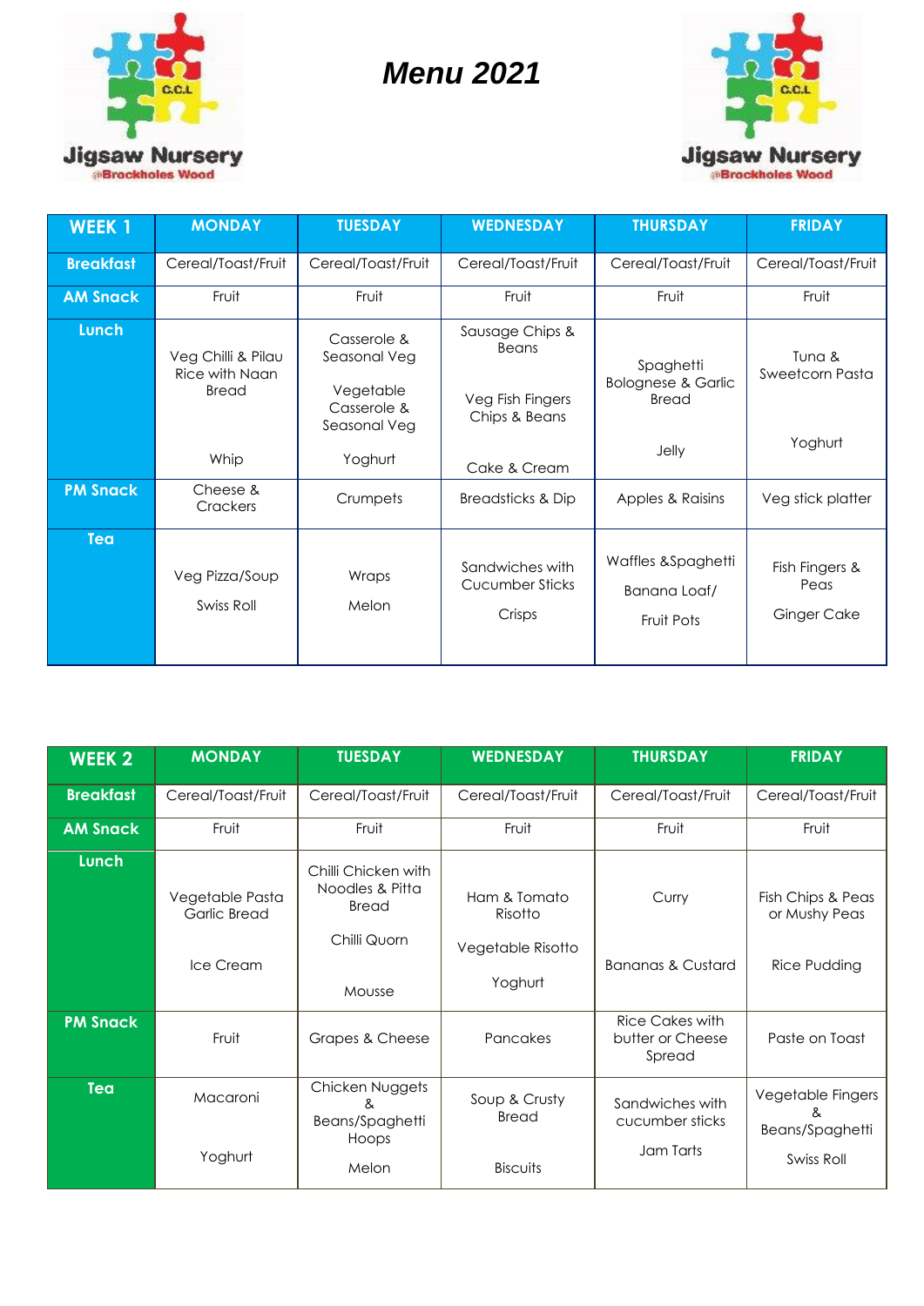Jigsaw Nursery
@Brockholes Wood

# Menu 2021

| WEEK 1 | MONDAY | TUESDAY | WEDNESDAY | THURSDAY | FRIDAY |
|---|---|---|---|---|---|
| Breakfast | Cereal/Toast/Fruit | Cereal/Toast/Fruit | Cereal/Toast/Fruit | Cereal/Toast/Fruit | Cereal/Toast/Fruit |
| AM Snack | Fruit | Fruit | Fruit | Fruit | Fruit |
| Lunch | Veg Chilli & Pilau Rice with Naan Bread<br><br>Whip | Casserole & Seasonal Veg<br><br>Vegetable Casserole & Seasonal Veg<br><br>Yoghurt | Sausage Chips & Beans<br><br>Veg Fish Fingers Chips & Beans<br><br>Cake & Cream | Spaghetti Bolognese & Garlic Bread<br><br>Jelly | Tuna & Sweetcorn Pasta<br><br>Yoghurt |
| PM Snack | Cheese & Crackers | Crumpets | Breadsticks & Dip | Apples & Raisins | Veg stick platter |
| Tea | Veg Pizza/Soup<br><br>Swiss Roll | Wraps<br><br>Melon | Sandwiches with Cucumber Sticks<br><br>Crisps | Waffles &Spaghetti<br><br>Banana Loaf/<br><br>Fruit Pots | Fish Fingers & Peas<br><br>Ginger Cake |

| WEEK 2 | MONDAY | TUESDAY | WEDNESDAY | THURSDAY | FRIDAY |
|---|---|---|---|---|---|
| Breakfast | Cereal/Toast/Fruit | Cereal/Toast/Fruit | Cereal/Toast/Fruit | Cereal/Toast/Fruit | Cereal/Toast/Fruit |
| AM Snack | Fruit | Fruit | Fruit | Fruit | Fruit |
| Lunch | Vegetable Pasta Garlic Bread<br><br>Ice Cream | Chilli Chicken with Noodles & Pitta Bread<br><br>Chilli Quorn<br><br>Mousse | Ham & Tomato Risotto<br><br>Vegetable Risotto<br><br>Yoghurt | Curry<br><br>Bananas & Custard | Fish Chips & Peas or Mushy Peas<br><br>Rice Pudding |
| PM Snack | Fruit | Grapes & Cheese | Pancakes | Rice Cakes with butter or Cheese Spread | Paste on Toast |
| Tea | Macaroni<br><br>Yoghurt | Chicken Nuggets & Beans/Spaghetti Hoops<br><br>Melon | Soup & Crusty Bread<br><br>Biscuits | Sandwiches with cucumber sticks<br><br>Jam Tarts | Vegetable Fingers & Beans/Spaghetti<br><br>Swiss Roll |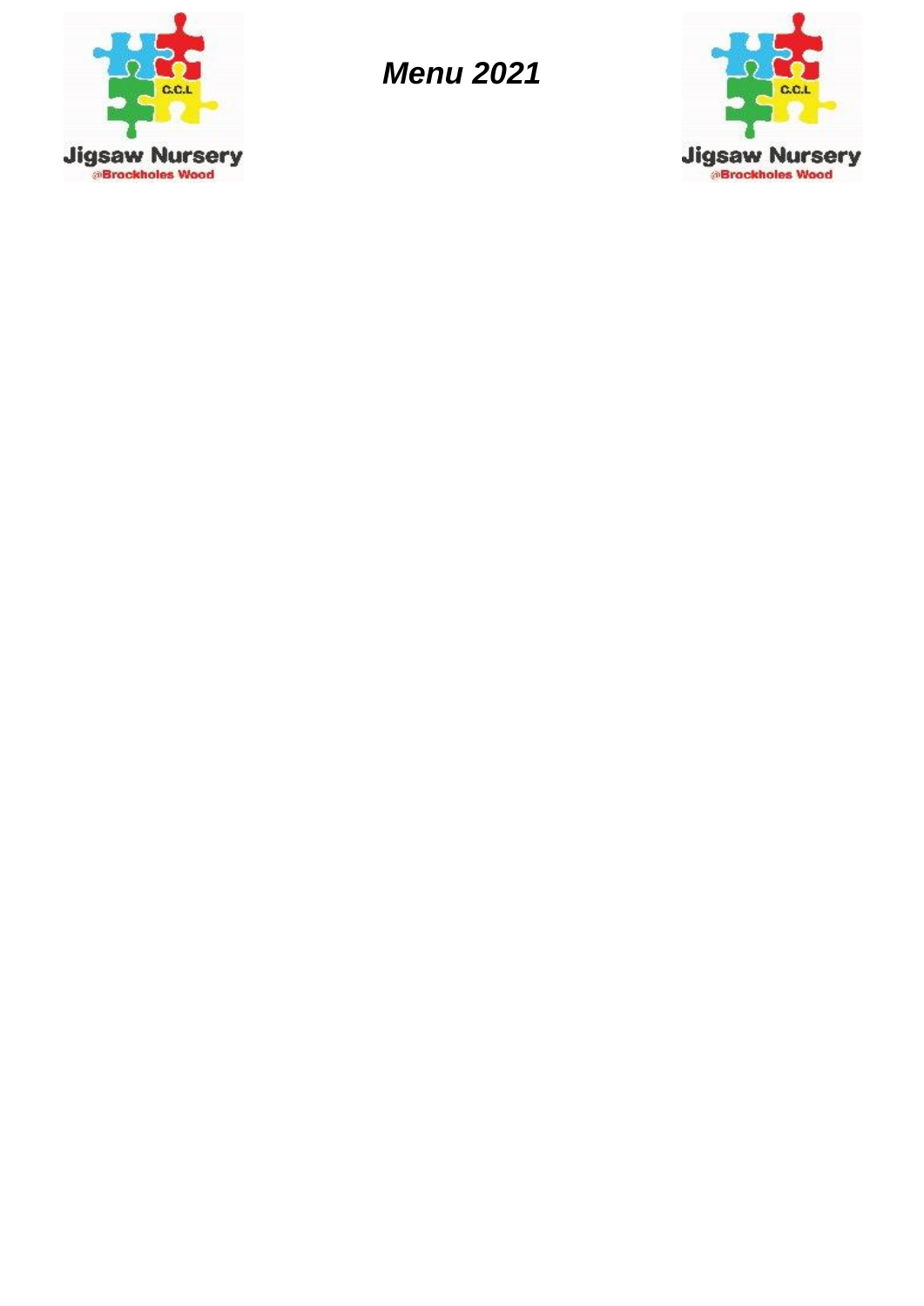# *Menu 2021*

Jigsaw Nursery @Brockholes Wood

Jigsaw Nursery @Brockholes Wood